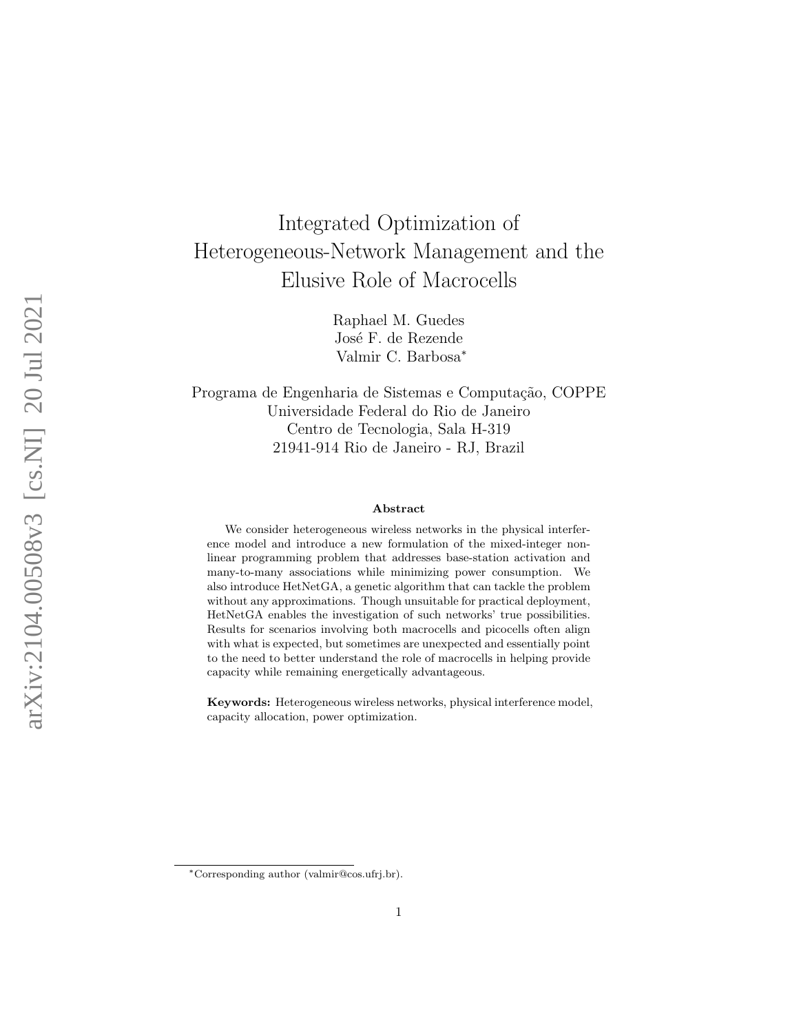# Integrated Optimization of Heterogeneous-Network Management and the Elusive Role of Macrocells

Raphael M. Guedes
José F. de Rezende
Valmir C. Barbosa*

Programa de Engenharia de Sistemas e Computação, COPPE
Universidade Federal do Rio de Janeiro
Centro de Tecnologia, Sala H-319
21941-914 Rio de Janeiro - RJ, Brazil

### Abstract

We consider heterogeneous wireless networks in the physical interference model and introduce a new formulation of the mixed-integer nonlinear programming problem that addresses base-station activation and many-to-many associations while minimizing power consumption. We also introduce HetNetGA, a genetic algorithm that can tackle the problem without any approximations. Though unsuitable for practical deployment, HetNetGA enables the investigation of such networks' true possibilities. Results for scenarios involving both macrocells and picocells often align with what is expected, but sometimes are unexpected and essentially point to the need to better understand the role of macrocells in helping provide capacity while remaining energetically advantageous.

**Keywords:** Heterogeneous wireless networks, physical interference model, capacity allocation, power optimization.

*Corresponding author (valmir@cos.ufrj.br).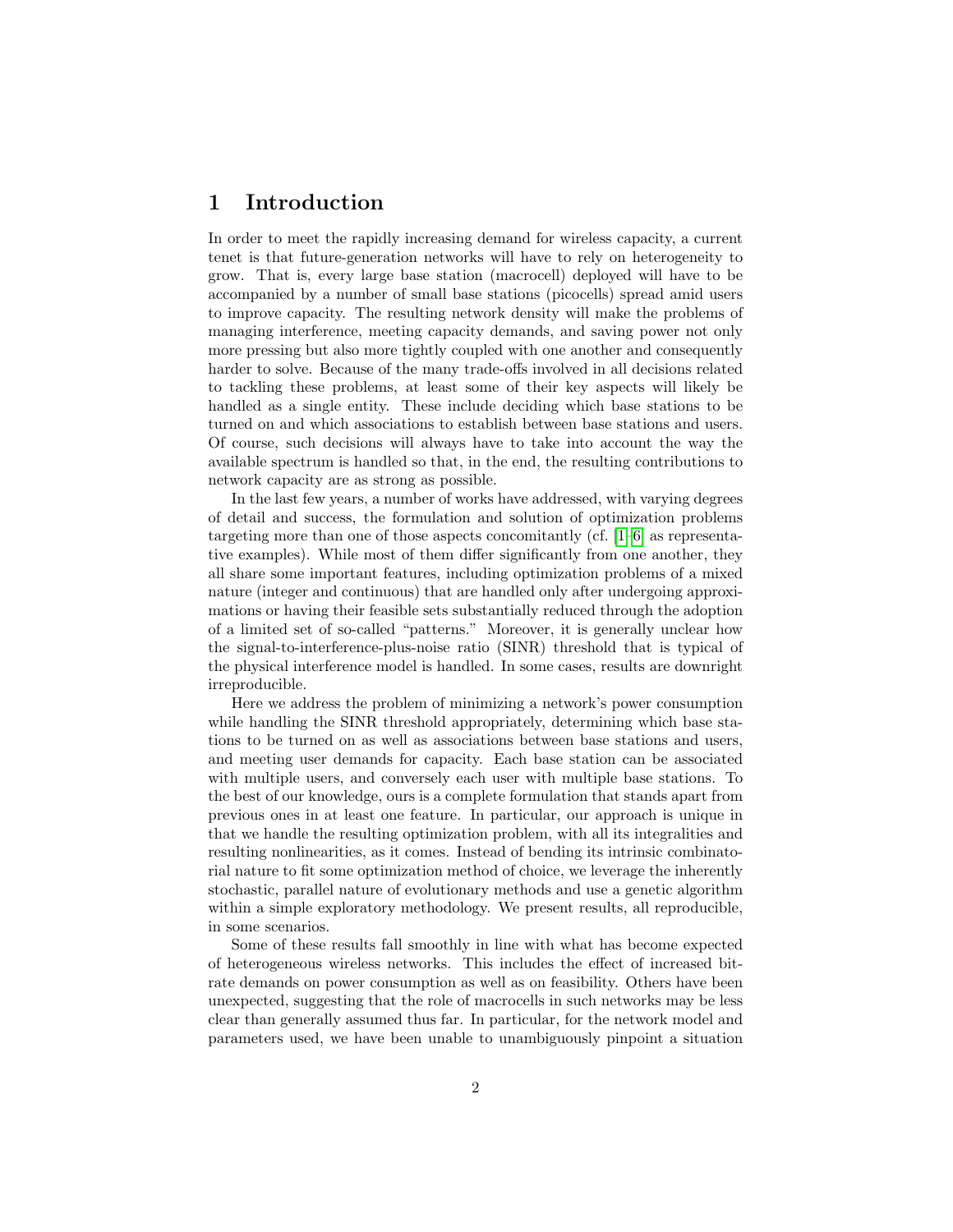# 1 Introduction

In order to meet the rapidly increasing demand for wireless capacity, a current tenet is that future-generation networks will have to rely on heterogeneity to grow. That is, every large base station (macrocell) deployed will have to be accompanied by a number of small base stations (picocells) spread amid users to improve capacity. The resulting network density will make the problems of managing interference, meeting capacity demands, and saving power not only more pressing but also more tightly coupled with one another and consequently harder to solve. Because of the many trade-offs involved in all decisions related to tackling these problems, at least some of their key aspects will likely be handled as a single entity. These include deciding which base stations to be turned on and which associations to establish between base stations and users. Of course, such decisions will always have to take into account the way the available spectrum is handled so that, in the end, the resulting contributions to network capacity are as strong as possible.

In the last few years, a number of works have addressed, with varying degrees of detail and success, the formulation and solution of optimization problems targeting more than one of those aspects concomitantly (cf. [1–6] as representative examples). While most of them differ significantly from one another, they all share some important features, including optimization problems of a mixed nature (integer and continuous) that are handled only after undergoing approximations or having their feasible sets substantially reduced through the adoption of a limited set of so-called "patterns." Moreover, it is generally unclear how the signal-to-interference-plus-noise ratio (SINR) threshold that is typical of the physical interference model is handled. In some cases, results are downright irreproducible.

Here we address the problem of minimizing a network's power consumption while handling the SINR threshold appropriately, determining which base stations to be turned on as well as associations between base stations and users, and meeting user demands for capacity. Each base station can be associated with multiple users, and conversely each user with multiple base stations. To the best of our knowledge, ours is a complete formulation that stands apart from previous ones in at least one feature. In particular, our approach is unique in that we handle the resulting optimization problem, with all its integralities and resulting nonlinearities, as it comes. Instead of bending its intrinsic combinatorial nature to fit some optimization method of choice, we leverage the inherently stochastic, parallel nature of evolutionary methods and use a genetic algorithm within a simple exploratory methodology. We present results, all reproducible, in some scenarios.

Some of these results fall smoothly in line with what has become expected of heterogeneous wireless networks. This includes the effect of increased bit-rate demands on power consumption as well as on feasibility. Others have been unexpected, suggesting that the role of macrocells in such networks may be less clear than generally assumed thus far. In particular, for the network model and parameters used, we have been unable to unambiguously pinpoint a situation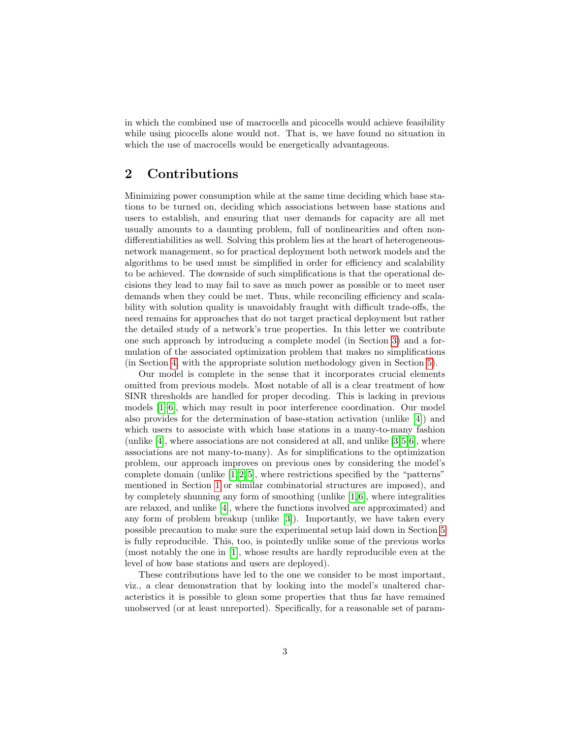in which the combined use of macrocells and picocells would achieve feasibility while using picocells alone would not. That is, we have found no situation in which the use of macrocells would be energetically advantageous.

## 2 Contributions

Minimizing power consumption while at the same time deciding which base stations to be turned on, deciding which associations between base stations and users to establish, and ensuring that user demands for capacity are all met usually amounts to a daunting problem, full of nonlinearities and often non-differentiabilities as well. Solving this problem lies at the heart of heterogeneous-network management, so for practical deployment both network models and the algorithms to be used must be simplified in order for efficiency and scalability to be achieved. The downside of such simplifications is that the operational decisions they lead to may fail to save as much power as possible or to meet user demands when they could be met. Thus, while reconciling efficiency and scalability with solution quality is unavoidably fraught with difficult trade-offs, the need remains for approaches that do not target practical deployment but rather the detailed study of a network's true properties. In this letter we contribute one such approach by introducing a complete model (in Section 3) and a formulation of the associated optimization problem that makes no simplifications (in Section 4, with the appropriate solution methodology given in Section 5).

Our model is complete in the sense that it incorporates crucial elements omitted from previous models. Most notable of all is a clear treatment of how SINR thresholds are handled for proper decoding. This is lacking in previous models [1–6], which may result in poor interference coordination. Our model also provides for the determination of base-station activation (unlike [4]) and which users to associate with which base stations in a many-to-many fashion (unlike [4], where associations are not considered at all, and unlike [3,5,6], where associations are not many-to-many). As for simplifications to the optimization problem, our approach improves on previous ones by considering the model's complete domain (unlike [1,2,5], where restrictions specified by the "patterns" mentioned in Section 1 or similar combinatorial structures are imposed), and by completely shunning any form of smoothing (unlike [1,6], where integralities are relaxed, and unlike [4], where the functions involved are approximated) and any form of problem breakup (unlike [3]). Importantly, we have taken every possible precaution to make sure the experimental setup laid down in Section 5 is fully reproducible. This, too, is pointedly unlike some of the previous works (most notably the one in [1], whose results are hardly reproducible even at the level of how base stations and users are deployed).

These contributions have led to the one we consider to be most important, viz., a clear demonstration that by looking into the model's unaltered characteristics it is possible to glean some properties that thus far have remained unobserved (or at least unreported). Specifically, for a reasonable set of param-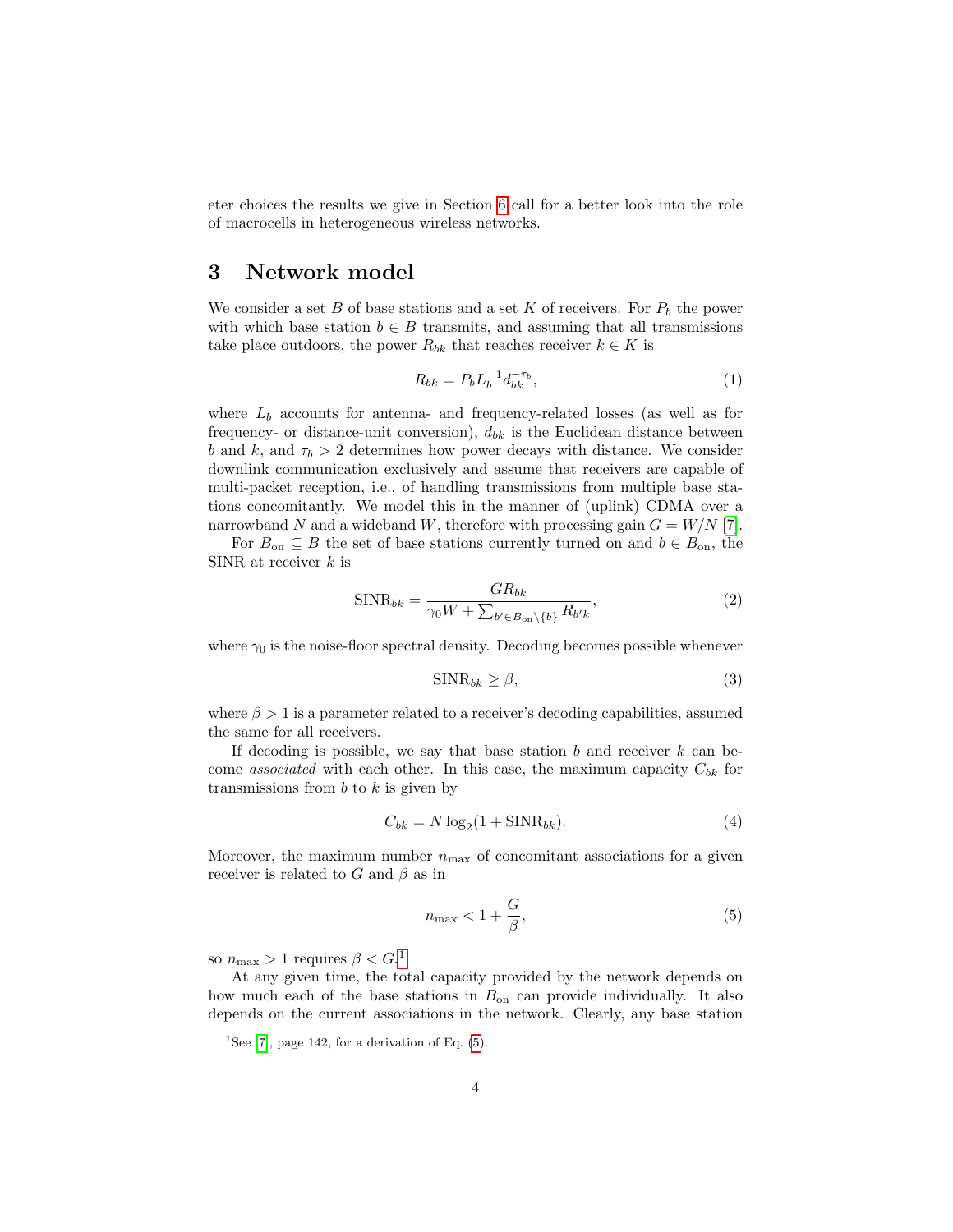eter choices the results we give in Section 6 call for a better look into the role of macrocells in heterogeneous wireless networks.

# 3 Network model

We consider a set $B$ of base stations and a set $K$ of receivers. For $P_b$ the power with which base station $b \in B$ transmits, and assuming that all transmissions take place outdoors, the power $R_{bk}$ that reaches receiver $k \in K$ is

$$R_{bk} = P_b L_b^{-1} d_{bk}^{-\tau_b}, \tag{1}$$

where $L_b$ accounts for antenna- and frequency-related losses (as well as for frequency- or distance-unit conversion), $d_{bk}$ is the Euclidean distance between $b$ and $k$, and $\tau_b > 2$ determines how power decays with distance. We consider downlink communication exclusively and assume that receivers are capable of multi-packet reception, i.e., of handling transmissions from multiple base stations concomitantly. We model this in the manner of (uplink) CDMA over a narrowband $N$ and a wideband $W$, therefore with processing gain $G = W/N$ [7].

For $B_{\text{on}} \subseteq B$ the set of base stations currently turned on and $b \in B_{\text{on}}$, the SINR at receiver $k$ is

$$\text{SINR}_{bk} = \frac{G R_{bk}}{\gamma_0 W + \sum_{b' \in B_{\text{on}} \setminus \{b\}} R_{b'k}}, \tag{2}$$

where $\gamma_0$ is the noise-floor spectral density. Decoding becomes possible whenever

$$\text{SINR}_{bk} \geq \beta, \tag{3}$$

where $\beta > 1$ is a parameter related to a receiver's decoding capabilities, assumed the same for all receivers.

If decoding is possible, we say that base station $b$ and receiver $k$ can become *associated* with each other. In this case, the maximum capacity $C_{bk}$ for transmissions from $b$ to $k$ is given by

$$C_{bk} = N \log_2(1 + \text{SINR}_{bk}). \tag{4}$$

Moreover, the maximum number $n_{\max}$ of concomitant associations for a given receiver is related to $G$ and $\beta$ as in

$$n_{\max} < 1 + \frac{G}{\beta}, \tag{5}$$

so $n_{\max} > 1$ requires $\beta < G$.[1]

At any given time, the total capacity provided by the network depends on how much each of the base stations in $B_{\text{on}}$ can provide individually. It also depends on the current associations in the network. Clearly, any base station

[1] See [7], page 142, for a derivation of Eq. (5).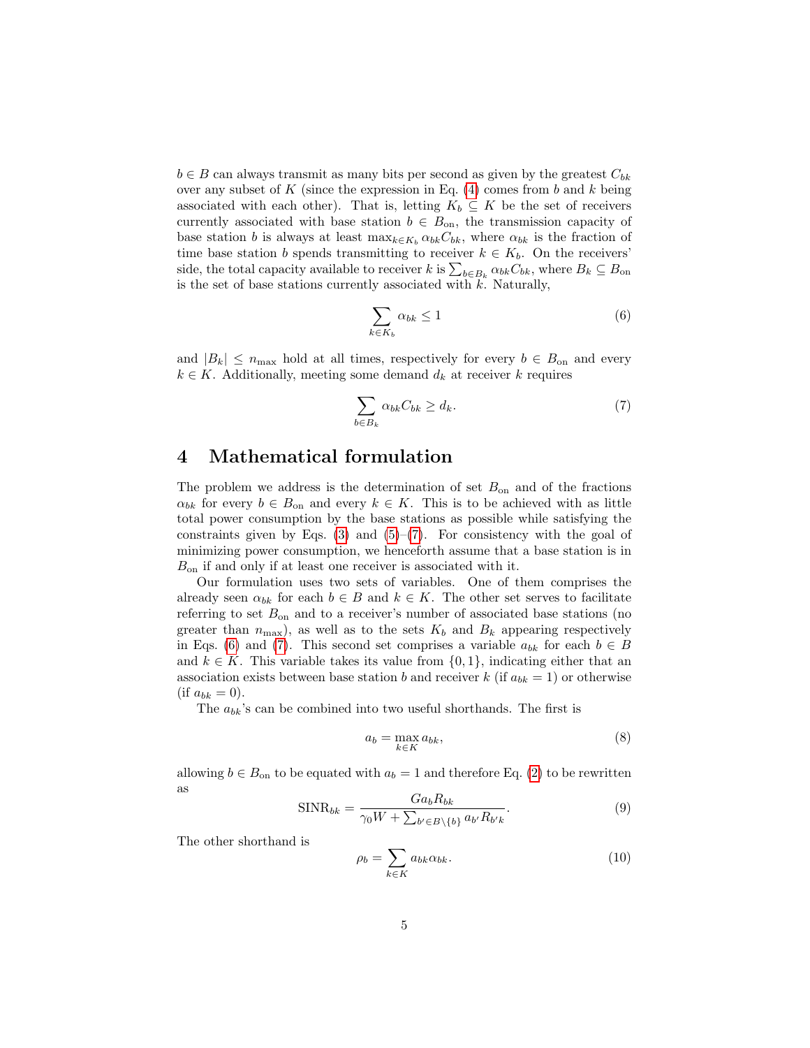$b \in B$ can always transmit as many bits per second as given by the greatest $C_{bk}$ over any subset of $K$ (since the expression in Eq. (4) comes from $b$ and $k$ being associated with each other). That is, letting $K_b \subseteq K$ be the set of receivers currently associated with base station $b \in B_{\text{on}}$, the transmission capacity of base station $b$ is always at least $\max_{k \in K_b} \alpha_{bk} C_{bk}$, where $\alpha_{bk}$ is the fraction of time base station $b$ spends transmitting to receiver $k \in K_b$. On the receivers' side, the total capacity available to receiver $k$ is $\sum_{b \in B_k} \alpha_{bk} C_{bk}$, where $B_k \subseteq B_{\text{on}}$ is the set of base stations currently associated with $k$. Naturally,

$$\sum_{k \in K_b} \alpha_{bk} \leq 1 \tag{6}$$

and $|B_k| \leq n_{\max}$ hold at all times, respectively for every $b \in B_{\text{on}}$ and every $k \in K$. Additionally, meeting some demand $d_k$ at receiver $k$ requires

$$\sum_{b \in B_k} \alpha_{bk} C_{bk} \geq d_k. \tag{7}$$

# 4 Mathematical formulation

The problem we address is the determination of set $B_{\text{on}}$ and of the fractions $\alpha_{bk}$ for every $b \in B_{\text{on}}$ and every $k \in K$. This is to be achieved with as little total power consumption by the base stations as possible while satisfying the constraints given by Eqs. (3) and (5)–(7). For consistency with the goal of minimizing power consumption, we henceforth assume that a base station is in $B_{\text{on}}$ if and only if at least one receiver is associated with it.

Our formulation uses two sets of variables. One of them comprises the already seen $\alpha_{bk}$ for each $b \in B$ and $k \in K$. The other set serves to facilitate referring to set $B_{\text{on}}$ and to a receiver's number of associated base stations (no greater than $n_{\max}$), as well as to the sets $K_b$ and $B_k$ appearing respectively in Eqs. (6) and (7). This second set comprises a variable $a_{bk}$ for each $b \in B$ and $k \in K$. This variable takes its value from $\{0, 1\}$, indicating either that an association exists between base station $b$ and receiver $k$ (if $a_{bk} = 1$) or otherwise (if $a_{bk} = 0$).

The $a_{bk}$'s can be combined into two useful shorthands. The first is

$$a_b = \max_{k \in K} a_{bk}, \tag{8}$$

allowing $b \in B_{\text{on}}$ to be equated with $a_b = 1$ and therefore Eq. (2) to be rewritten as

$$\text{SINR}_{bk} = \frac{G a_b R_{bk}}{\gamma_0 W + \sum_{b' \in B \setminus \{b\}} a_{b'} R_{b'k}}. \tag{9}$$

The other shorthand is

$$\rho_b = \sum_{k \in K} a_{bk} \alpha_{bk}. \tag{10}$$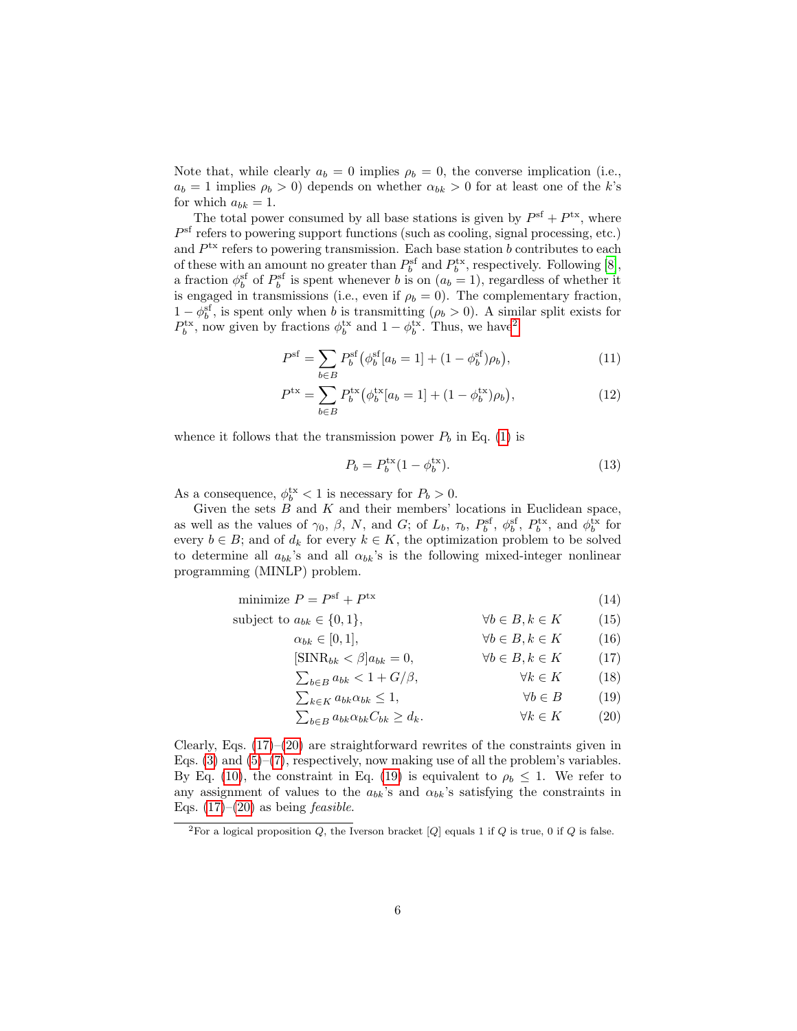Note that, while clearly $a_b = 0$ implies $\rho_b = 0$, the converse implication (i.e., $a_b = 1$ implies $\rho_b > 0$) depends on whether $\alpha_{bk} > 0$ for at least one of the $k$'s for which $a_{bk} = 1$.

The total power consumed by all base stations is given by $P^{\rm sf} + P^{\rm tx}$, where $P^{\rm sf}$ refers to powering support functions (such as cooling, signal processing, etc.) and $P^{\rm tx}$ refers to powering transmission. Each base station $b$ contributes to each of these with an amount no greater than $P_b^{\rm sf}$ and $P_b^{\rm tx}$, respectively. Following [8], a fraction $\phi_b^{\rm sf}$ of $P_b^{\rm sf}$ is spent whenever $b$ is on ($a_b = 1$), regardless of whether it is engaged in transmissions (i.e., even if $\rho_b = 0$). The complementary fraction, $1 - \phi_b^{\rm sf}$, is spent only when $b$ is transmitting ($\rho_b > 0$). A similar split exists for $P_b^{\rm tx}$, now given by fractions $\phi_b^{\rm tx}$ and $1 - \phi_b^{\rm tx}$. Thus, we have[2]

$$P^{\rm sf} = \sum_{b \in B} P_b^{\rm sf}\big(\phi_b^{\rm sf}[a_b = 1] + (1 - \phi_b^{\rm sf})\rho_b\big), \tag{11}$$

$$P^{\rm tx} = \sum_{b \in B} P_b^{\rm tx}\big(\phi_b^{\rm tx}[a_b = 1] + (1 - \phi_b^{\rm tx})\rho_b\big), \tag{12}$$

whence it follows that the transmission power $P_b$ in Eq. (1) is

$$P_b = P_b^{\rm tx}(1 - \phi_b^{\rm tx}). \tag{13}$$

As a consequence, $\phi_b^{\rm tx} < 1$ is necessary for $P_b > 0$.

Given the sets $B$ and $K$ and their members' locations in Euclidean space, as well as the values of $\gamma_0$, $\beta$, $N$, and $G$; of $L_b$, $\tau_b$, $P_b^{\rm sf}$, $\phi_b^{\rm sf}$, $P_b^{\rm tx}$, and $\phi_b^{\rm tx}$ for every $b \in B$; and of $d_k$ for every $k \in K$, the optimization problem to be solved to determine all $a_{bk}$'s and all $\alpha_{bk}$'s is the following mixed-integer nonlinear programming (MINLP) problem.

$$\text{minimize } P = P^{\rm sf} + P^{\rm tx} \tag{14}$$

$$\text{subject to } a_{bk} \in \{0, 1\}, \qquad \forall b \in B, k \in K \tag{15}$$

$$\alpha_{bk} \in [0, 1], \qquad \forall b \in B, k \in K \tag{16}$$

$$[\text{SINR}_{bk} < \beta] a_{bk} = 0, \qquad \forall b \in B, k \in K \tag{17}$$

$$\textstyle\sum_{b \in B} a_{bk} < 1 + G/\beta, \qquad \forall k \in K \tag{18}$$

$$\textstyle\sum_{k \in K} a_{bk}\alpha_{bk} \leq 1, \qquad \forall b \in B \tag{19}$$

$$\textstyle\sum_{b \in B} a_{bk}\alpha_{bk} C_{bk} \geq d_k. \qquad \forall k \in K \tag{20}$$

Clearly, Eqs. (17)–(20) are straightforward rewrites of the constraints given in Eqs. (3) and (5)–(7), respectively, now making use of all the problem's variables. By Eq. (10), the constraint in Eq. (19) is equivalent to $\rho_b \leq 1$. We refer to any assignment of values to the $a_{bk}$'s and $\alpha_{bk}$'s satisfying the constraints in Eqs. (17)–(20) as being *feasible*.

[2] For a logical proposition $Q$, the Iverson bracket $[Q]$ equals 1 if $Q$ is true, 0 if $Q$ is false.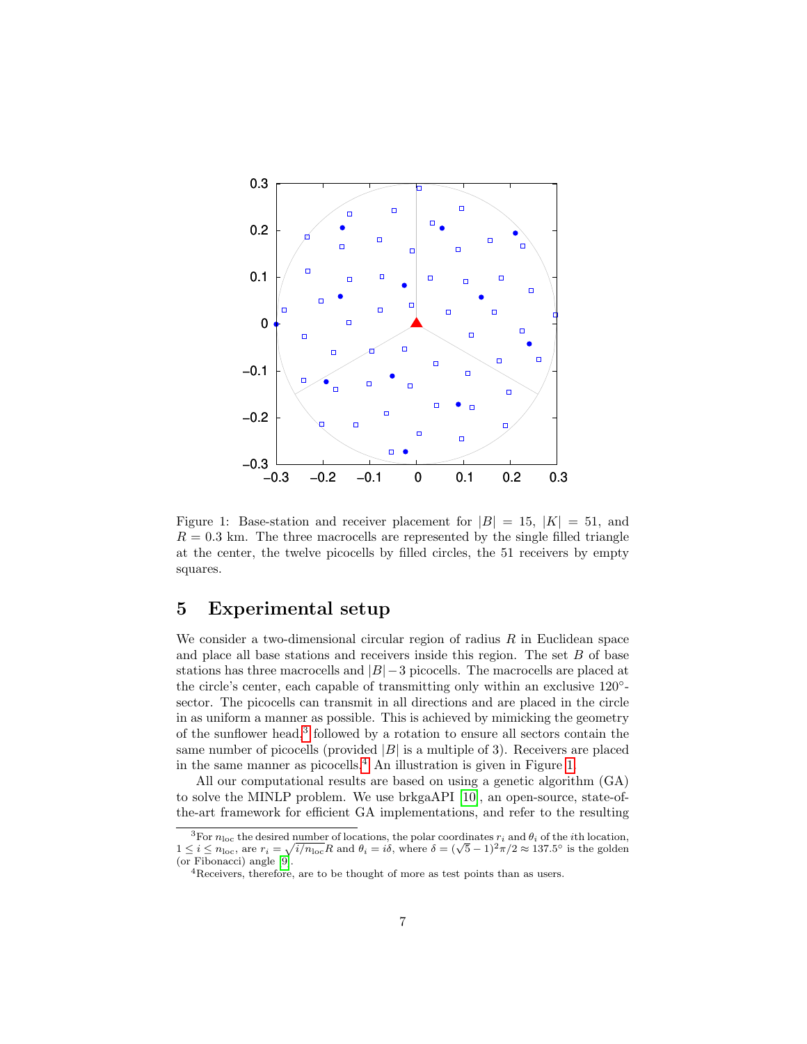Figure 1: Base-station and receiver placement for $|B| = 15$, $|K| = 51$, and $R = 0.3$ km. The three macrocells are represented by the single filled triangle at the center, the twelve picocells by filled circles, the 51 receivers by empty squares.

## 5 Experimental setup

We consider a two-dimensional circular region of radius $R$ in Euclidean space and place all base stations and receivers inside this region. The set $B$ of base stations has three macrocells and $|B|-3$ picocells. The macrocells are placed at the circle's center, each capable of transmitting only within an exclusive 120°-sector. The picocells can transmit in all directions and are placed in the circle in as uniform a manner as possible. This is achieved by mimicking the geometry of the sunflower head,[3] followed by a rotation to ensure all sectors contain the same number of picocells (provided $|B|$ is a multiple of 3). Receivers are placed in the same manner as picocells.[4] An illustration is given in Figure 1.

All our computational results are based on using a genetic algorithm (GA) to solve the MINLP problem. We use brkgaAPI [10], an open-source, state-of-the-art framework for efficient GA implementations, and refer to the resulting

---

[3] For $n_{\text{loc}}$ the desired number of locations, the polar coordinates $r_i$ and $\theta_i$ of the $i$th location, $1 \le i \le n_{\text{loc}}$, are $r_i = \sqrt{i/n_{\text{loc}}}R$ and $\theta_i = i\delta$, where $\delta = (\sqrt{5}-1)^2\pi/2 \approx 137.5°$ is the golden (or Fibonacci) angle [9].

[4] Receivers, therefore, are to be thought of more as test points than as users.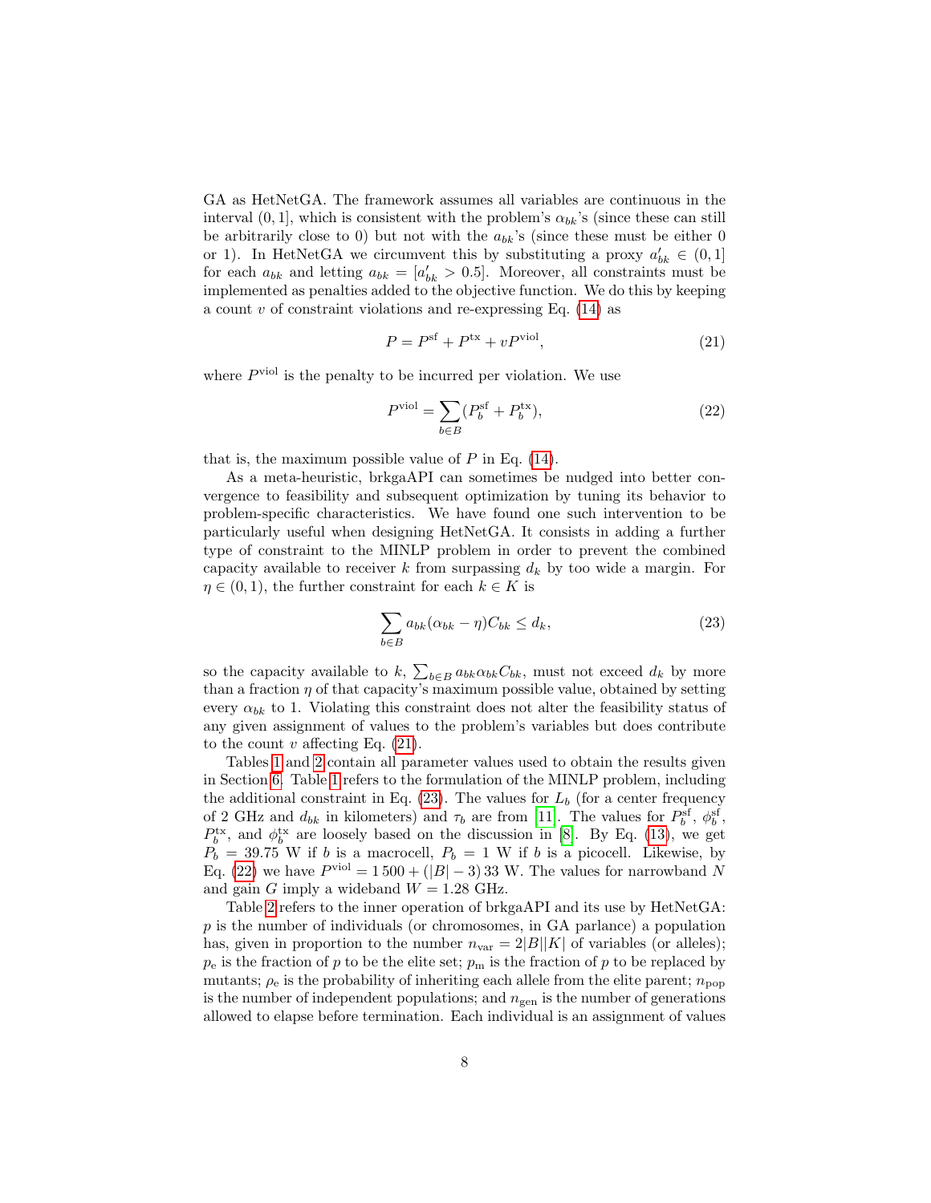GA as HetNetGA. The framework assumes all variables are continuous in the interval $(0, 1]$, which is consistent with the problem's $\alpha_{bk}$'s (since these can still be arbitrarily close to 0) but not with the $a_{bk}$'s (since these must be either 0 or 1). In HetNetGA we circumvent this by substituting a proxy $a'_{bk} \in (0, 1]$ for each $a_{bk}$ and letting $a_{bk} = [a'_{bk} > 0.5]$. Moreover, all constraints must be implemented as penalties added to the objective function. We do this by keeping a count $v$ of constraint violations and re-expressing Eq. (14) as

$$P = P^{\text{sf}} + P^{\text{tx}} + vP^{\text{viol}}, \tag{21}$$

where $P^{\text{viol}}$ is the penalty to be incurred per violation. We use

$$P^{\text{viol}} = \sum_{b \in B} (P_b^{\text{sf}} + P_b^{\text{tx}}), \tag{22}$$

that is, the maximum possible value of $P$ in Eq. (14).

As a meta-heuristic, brkgaAPI can sometimes be nudged into better convergence to feasibility and subsequent optimization by tuning its behavior to problem-specific characteristics. We have found one such intervention to be particularly useful when designing HetNetGA. It consists in adding a further type of constraint to the MINLP problem in order to prevent the combined capacity available to receiver $k$ from surpassing $d_k$ by too wide a margin. For $\eta \in (0, 1)$, the further constraint for each $k \in K$ is

$$\sum_{b \in B} a_{bk}(\alpha_{bk} - \eta) C_{bk} \leq d_k, \tag{23}$$

so the capacity available to $k$, $\sum_{b \in B} a_{bk} \alpha_{bk} C_{bk}$, must not exceed $d_k$ by more than a fraction $\eta$ of that capacity's maximum possible value, obtained by setting every $\alpha_{bk}$ to 1. Violating this constraint does not alter the feasibility status of any given assignment of values to the problem's variables but does contribute to the count $v$ affecting Eq. (21).

Tables 1 and 2 contain all parameter values used to obtain the results given in Section 6. Table 1 refers to the formulation of the MINLP problem, including the additional constraint in Eq. (23). The values for $L_b$ (for a center frequency of 2 GHz and $d_{bk}$ in kilometers) and $\tau_b$ are from [11]. The values for $P_b^{\text{sf}}$, $\phi_b^{\text{sf}}$, $P_b^{\text{tx}}$, and $\phi_b^{\text{tx}}$ are loosely based on the discussion in [8]. By Eq. (13), we get $P_b = 39.75$ W if $b$ is a macrocell, $P_b = 1$ W if $b$ is a picocell. Likewise, by Eq. (22) we have $P^{\text{viol}} = 1\,500 + (|B| - 3)\,33$ W. The values for narrowband $N$ and gain $G$ imply a wideband $W = 1.28$ GHz.

Table 2 refers to the inner operation of brkgaAPI and its use by HetNetGA: $p$ is the number of individuals (or chromosomes, in GA parlance) a population has, given in proportion to the number $n_{\text{var}} = 2|B||K|$ of variables (or alleles); $p_{\text{e}}$ is the fraction of $p$ to be the elite set; $p_{\text{m}}$ is the fraction of $p$ to be replaced by mutants; $\rho_{\text{e}}$ is the probability of inheriting each allele from the elite parent; $n_{\text{pop}}$ is the number of independent populations; and $n_{\text{gen}}$ is the number of generations allowed to elapse before termination. Each individual is an assignment of values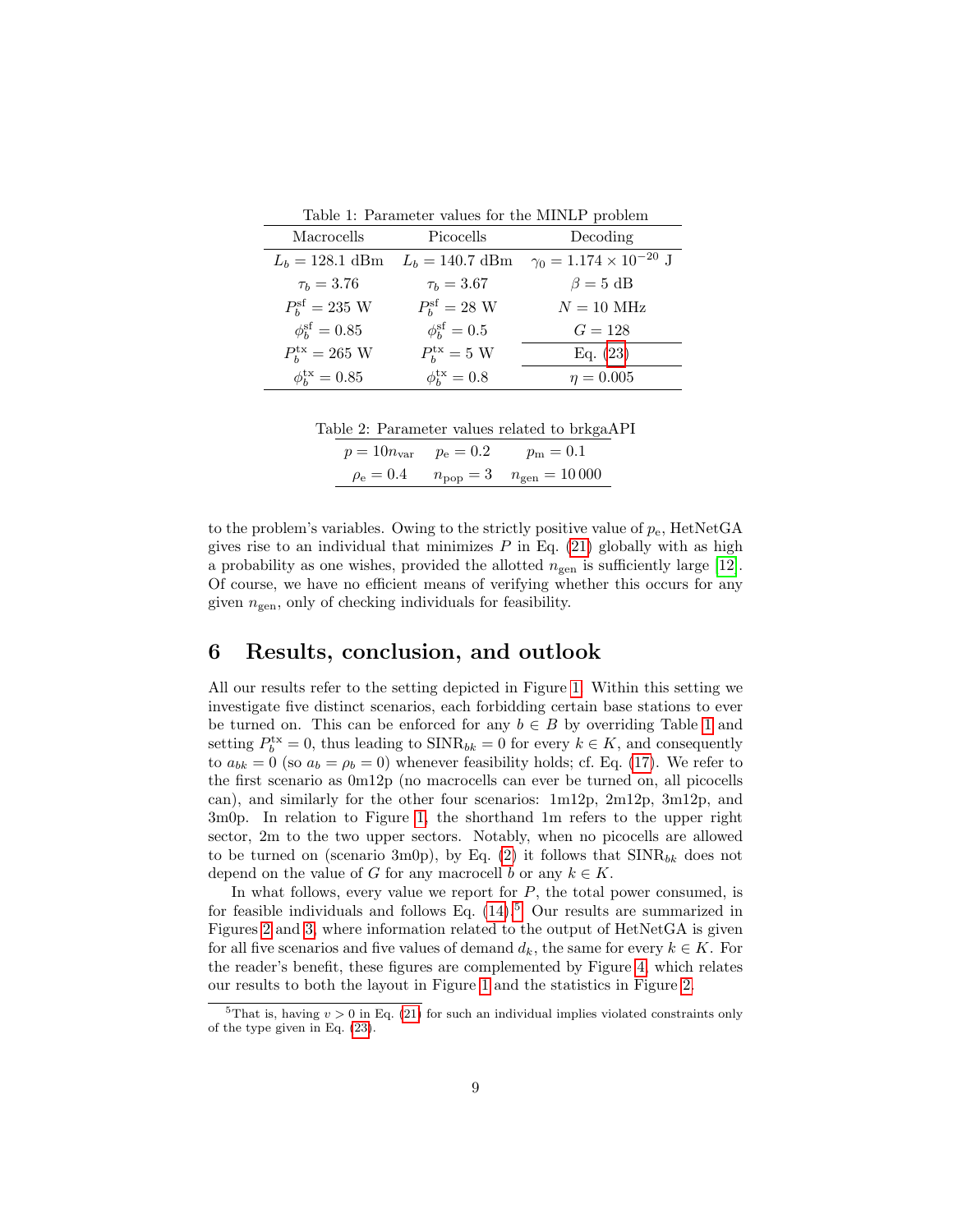Table 1: Parameter values for the MINLP problem

| Macrocells | Picocells | Decoding |
|---|---|---|
| $L_b = 128.1$ dBm | $L_b = 140.7$ dBm | $\gamma_0 = 1.174 \times 10^{-20}$ J |
| $\tau_b = 3.76$ | $\tau_b = 3.67$ | $\beta = 5$ dB |
| $P_b^{\mathrm{sf}} = 235$ W | $P_b^{\mathrm{sf}} = 28$ W | $N = 10$ MHz |
| $\phi_b^{\mathrm{sf}} = 0.85$ | $\phi_b^{\mathrm{sf}} = 0.5$ | $G = 128$ |
| $P_b^{\mathrm{tx}} = 265$ W | $P_b^{\mathrm{tx}} = 5$ W | Eq. (23) |
| $\phi_b^{\mathrm{tx}} = 0.85$ | $\phi_b^{\mathrm{tx}} = 0.8$ | $\eta = 0.005$ |

Table 2: Parameter values related to brkgaAPI

| | | |
|---|---|---|
| $p = 10n_{\mathrm{var}}$ | $p_{\mathrm{e}} = 0.2$ | $p_{\mathrm{m}} = 0.1$ |
| $\rho_{\mathrm{e}} = 0.4$ | $n_{\mathrm{pop}} = 3$ | $n_{\mathrm{gen}} = 10\,000$ |

to the problem's variables. Owing to the strictly positive value of $p_{\mathrm{e}}$, HetNetGA gives rise to an individual that minimizes $P$ in Eq. (21) globally with as high a probability as one wishes, provided the allotted $n_{\mathrm{gen}}$ is sufficiently large [12]. Of course, we have no efficient means of verifying whether this occurs for any given $n_{\mathrm{gen}}$, only of checking individuals for feasibility.

## 6 Results, conclusion, and outlook

All our results refer to the setting depicted in Figure 1. Within this setting we investigate five distinct scenarios, each forbidding certain base stations to ever be turned on. This can be enforced for any $b \in B$ by overriding Table 1 and setting $P_b^{\mathrm{tx}} = 0$, thus leading to $\mathrm{SINR}_{bk} = 0$ for every $k \in K$, and consequently to $a_{bk} = 0$ (so $a_b = \rho_b = 0$) whenever feasibility holds; cf. Eq. (17). We refer to the first scenario as 0m12p (no macrocells can ever be turned on, all picocells can), and similarly for the other four scenarios: 1m12p, 2m12p, 3m12p, and 3m0p. In relation to Figure 1, the shorthand 1m refers to the upper right sector, 2m to the two upper sectors. Notably, when no picocells are allowed to be turned on (scenario 3m0p), by Eq. (2) it follows that $\mathrm{SINR}_{bk}$ does not depend on the value of $G$ for any macrocell $b$ or any $k \in K$.

In what follows, every value we report for $P$, the total power consumed, is for feasible individuals and follows Eq. (14).[5] Our results are summarized in Figures 2 and 3, where information related to the output of HetNetGA is given for all five scenarios and five values of demand $d_k$, the same for every $k \in K$. For the reader's benefit, these figures are complemented by Figure 4, which relates our results to both the layout in Figure 1 and the statistics in Figure 2.

[5] That is, having $v > 0$ in Eq. (21) for such an individual implies violated constraints only of the type given in Eq. (23).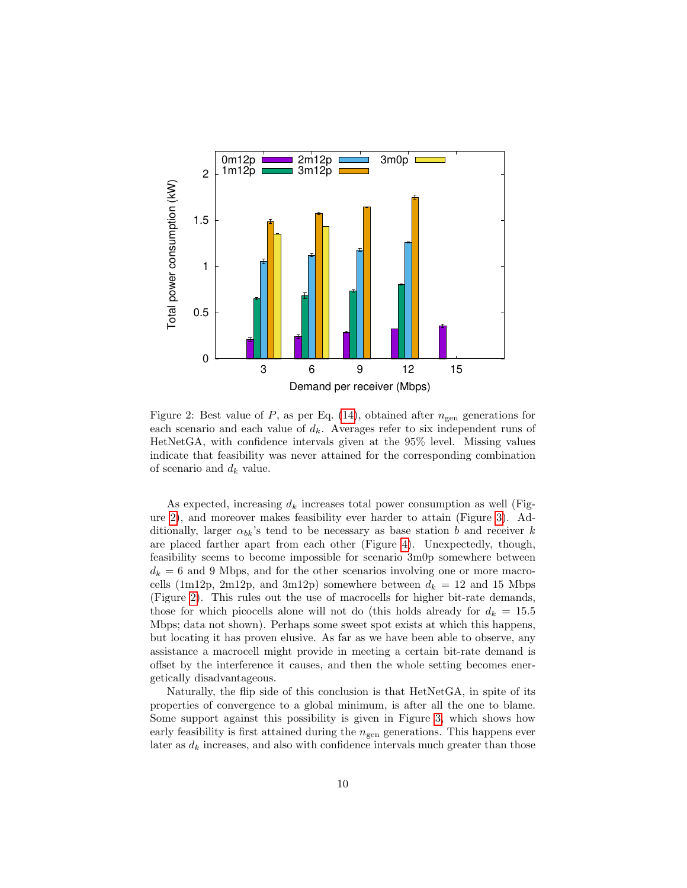Figure 2: Best value of $P$, as per Eq. (14), obtained after $n_{\text{gen}}$ generations for each scenario and each value of $d_k$. Averages refer to six independent runs of HetNetGA, with confidence intervals given at the 95% level. Missing values indicate that feasibility was never attained for the corresponding combination of scenario and $d_k$ value.

As expected, increasing $d_k$ increases total power consumption as well (Figure 2), and moreover makes feasibility ever harder to attain (Figure 3). Additionally, larger $\alpha_{bk}$'s tend to be necessary as base station $b$ and receiver $k$ are placed farther apart from each other (Figure 4). Unexpectedly, though, feasibility seems to become impossible for scenario 3m0p somewhere between $d_k = 6$ and 9 Mbps, and for the other scenarios involving one or more macrocells (1m12p, 2m12p, and 3m12p) somewhere between $d_k = 12$ and 15 Mbps (Figure 2). This rules out the use of macrocells for higher bit-rate demands, those for which picocells alone will not do (this holds already for $d_k = 15.5$ Mbps; data not shown). Perhaps some sweet spot exists at which this happens, but locating it has proven elusive. As far as we have been able to observe, any assistance a macrocell might provide in meeting a certain bit-rate demand is offset by the interference it causes, and then the whole setting becomes energetically disadvantageous.

Naturally, the flip side of this conclusion is that HetNetGA, in spite of its properties of convergence to a global minimum, is after all the one to blame. Some support against this possibility is given in Figure 3, which shows how early feasibility is first attained during the $n_{\text{gen}}$ generations. This happens ever later as $d_k$ increases, and also with confidence intervals much greater than those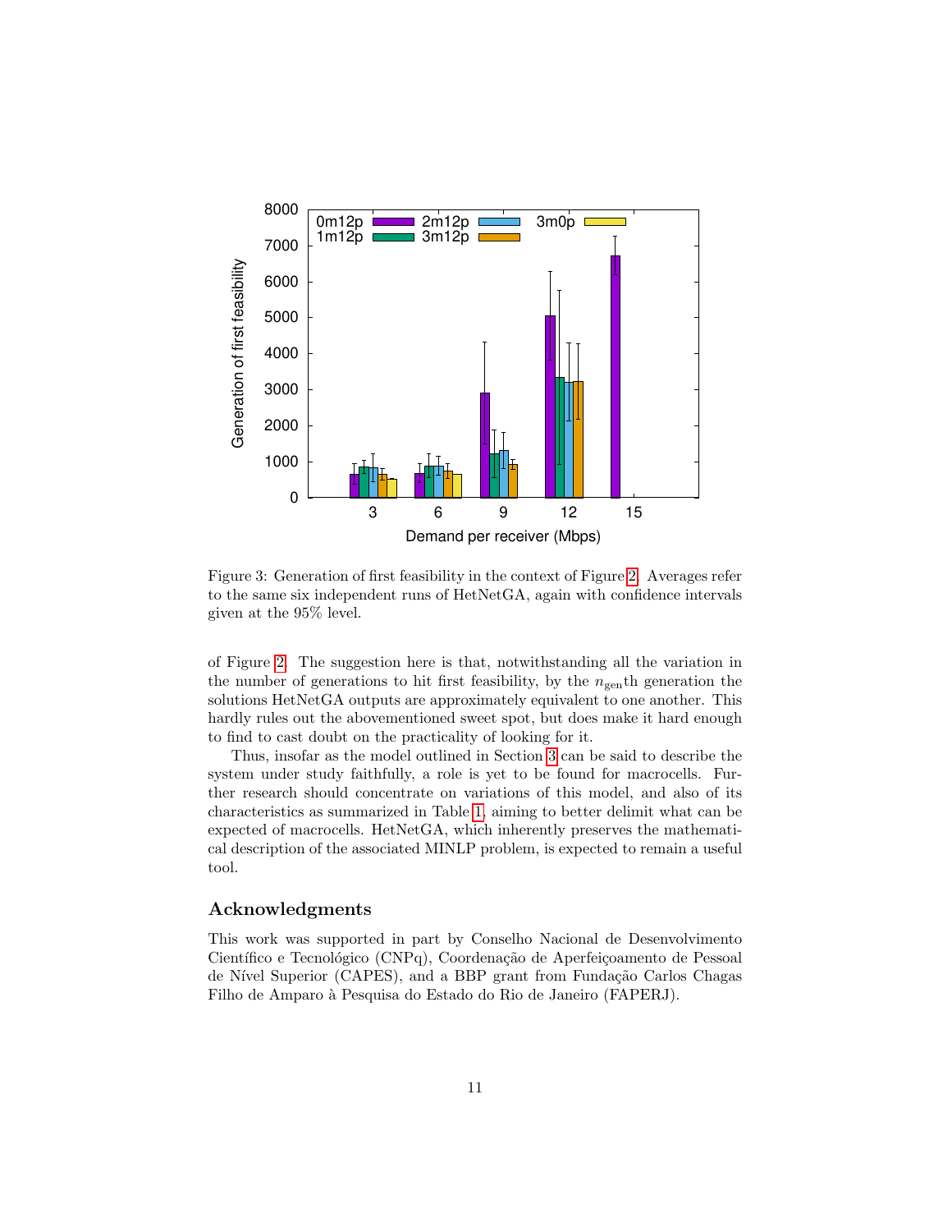Figure 3: Generation of first feasibility in the context of Figure 2. Averages refer to the same six independent runs of HetNetGA, again with confidence intervals given at the 95% level.

of Figure 2. The suggestion here is that, notwithstanding all the variation in the number of generations to hit first feasibility, by the $n_{\mathrm{gen}}$th generation the solutions HetNetGA outputs are approximately equivalent to one another. This hardly rules out the abovementioned sweet spot, but does make it hard enough to find to cast doubt on the practicality of looking for it.

Thus, insofar as the model outlined in Section 3 can be said to describe the system under study faithfully, a role is yet to be found for macrocells. Further research should concentrate on variations of this model, and also of its characteristics as summarized in Table 1, aiming to better delimit what can be expected of macrocells. HetNetGA, which inherently preserves the mathematical description of the associated MINLP problem, is expected to remain a useful tool.

## Acknowledgments

This work was supported in part by Conselho Nacional de Desenvolvimento Científico e Tecnológico (CNPq), Coordenação de Aperfeiçoamento de Pessoal de Nível Superior (CAPES), and a BBP grant from Fundação Carlos Chagas Filho de Amparo à Pesquisa do Estado do Rio de Janeiro (FAPERJ).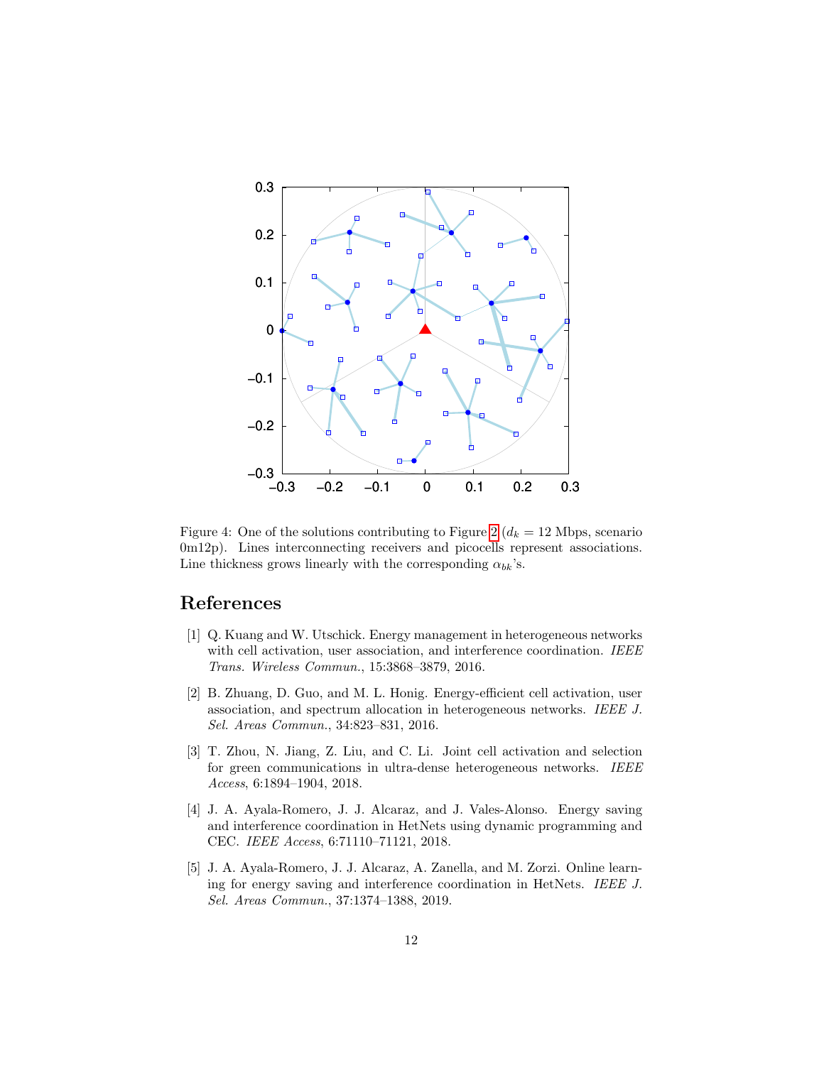Figure 4: One of the solutions contributing to Figure 2 ($d_k = 12$ Mbps, scenario 0m12p). Lines interconnecting receivers and picocells represent associations. Line thickness grows linearly with the corresponding $\alpha_{bk}$'s.

## References

[1] Q. Kuang and W. Utschick. Energy management in heterogeneous networks with cell activation, user association, and interference coordination. *IEEE Trans. Wireless Commun.*, 15:3868–3879, 2016.

[2] B. Zhuang, D. Guo, and M. L. Honig. Energy-efficient cell activation, user association, and spectrum allocation in heterogeneous networks. *IEEE J. Sel. Areas Commun.*, 34:823–831, 2016.

[3] T. Zhou, N. Jiang, Z. Liu, and C. Li. Joint cell activation and selection for green communications in ultra-dense heterogeneous networks. *IEEE Access*, 6:1894–1904, 2018.

[4] J. A. Ayala-Romero, J. J. Alcaraz, and J. Vales-Alonso. Energy saving and interference coordination in HetNets using dynamic programming and CEC. *IEEE Access*, 6:71110–71121, 2018.

[5] J. A. Ayala-Romero, J. J. Alcaraz, A. Zanella, and M. Zorzi. Online learning for energy saving and interference coordination in HetNets. *IEEE J. Sel. Areas Commun.*, 37:1374–1388, 2019.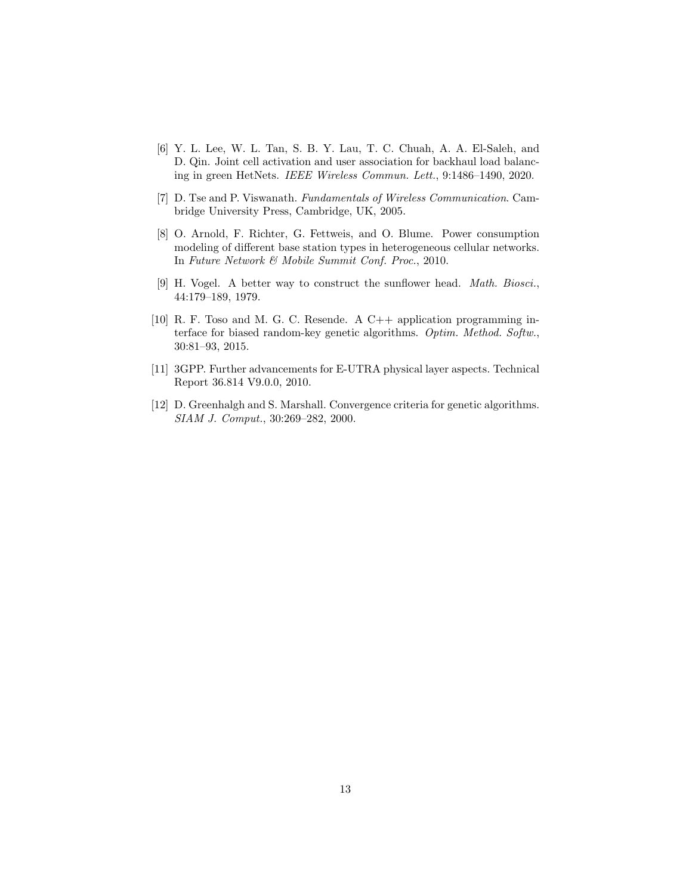[6] Y. L. Lee, W. L. Tan, S. B. Y. Lau, T. C. Chuah, A. A. El-Saleh, and D. Qin. Joint cell activation and user association for backhaul load balancing in green HetNets. *IEEE Wireless Commun. Lett.*, 9:1486–1490, 2020.

[7] D. Tse and P. Viswanath. *Fundamentals of Wireless Communication*. Cambridge University Press, Cambridge, UK, 2005.

[8] O. Arnold, F. Richter, G. Fettweis, and O. Blume. Power consumption modeling of different base station types in heterogeneous cellular networks. In *Future Network & Mobile Summit Conf. Proc.*, 2010.

[9] H. Vogel. A better way to construct the sunflower head. *Math. Biosci.*, 44:179–189, 1979.

[10] R. F. Toso and M. G. C. Resende. A C++ application programming interface for biased random-key genetic algorithms. *Optim. Method. Softw.*, 30:81–93, 2015.

[11] 3GPP. Further advancements for E-UTRA physical layer aspects. Technical Report 36.814 V9.0.0, 2010.

[12] D. Greenhalgh and S. Marshall. Convergence criteria for genetic algorithms. *SIAM J. Comput.*, 30:269–282, 2000.